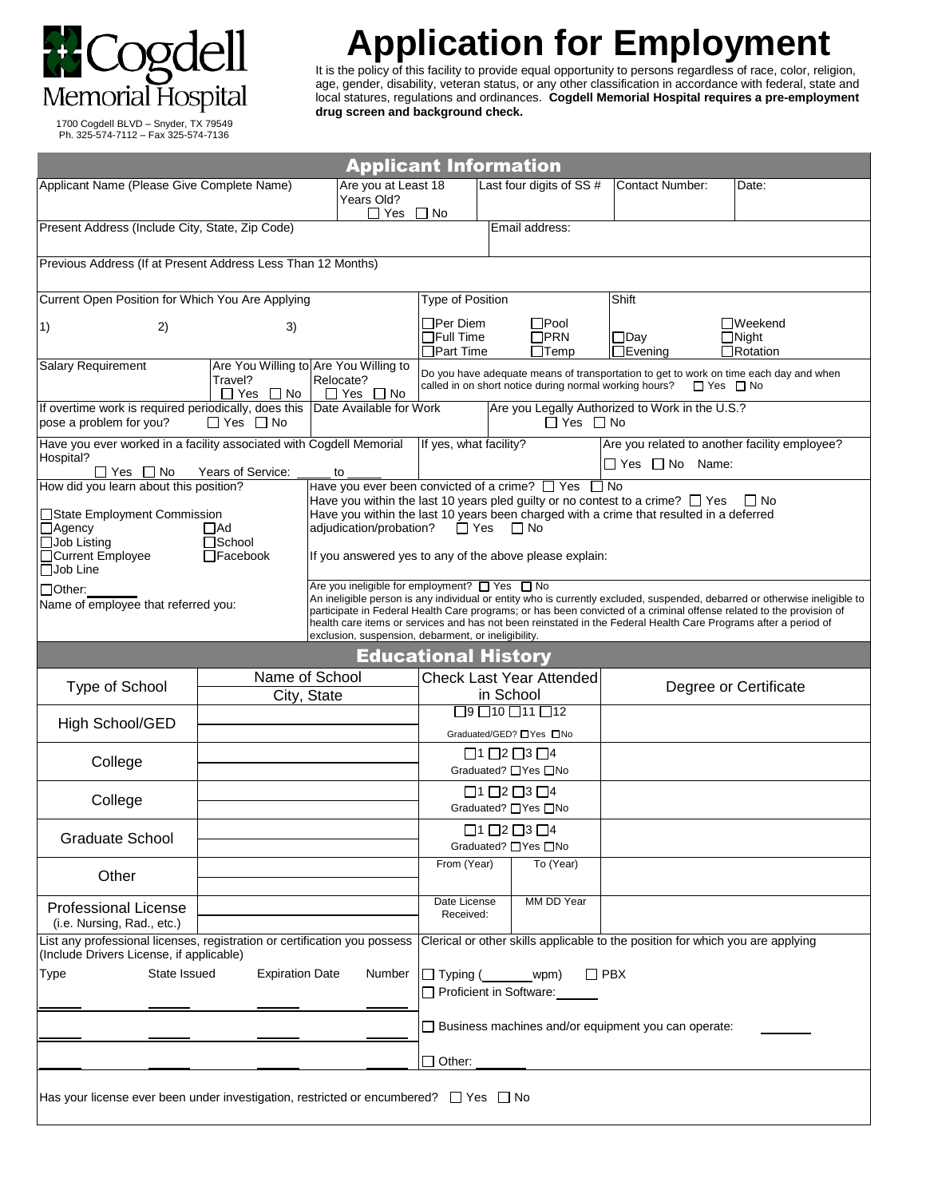Cogdell Memorial Hospital

1700 Cogdell BLVD – Snyder, TX 79549
Ph. 325-574-7112 – Fax 325-574-7136

# Application for Employment

It is the policy of this facility to provide equal opportunity to persons regardless of race, color, religion, age, gender, disability, veteran status, or any other classification in accordance with federal, state and local statures, regulations and ordinances. **Cogdell Memorial Hospital requires a pre-employment drug screen and background check.**

## Applicant Information

| Applicant Name (Please Give Complete Name) | Are you at Least 18 Years Old? ☐ Yes ☐ No | Last four digits of SS # | Contact Number: | Date: |
|---|---|---|---|---|

| Present Address (Include City, State, Zip Code) | Email address: |
|---|---|

Previous Address (If at Present Address Less Than 12 Months)

| Current Open Position for Which You Are Applying | Type of Position | Shift |
|---|---|---|
| 1) 2) 3) | ☐Per Diem ☐Pool ☐Full Time ☐PRN ☐Part Time ☐Temp | ☐Day ☐Evening ☐Weekend ☐Night ☐Rotation |

| Salary Requirement | Are You Willing to Travel? ☐ Yes ☐ No | Are You Willing to Relocate? ☐ Yes ☐ No | Do you have adequate means of transportation to get to work on time each day and when called in on short notice during normal working hours? ☐ Yes ☐ No |
|---|---|---|---|

| If overtime work is required periodically, does this pose a problem for you? ☐ Yes ☐ No | Date Available for Work | Are you Legally Authorized to Work in the U.S.? ☐ Yes ☐ No |
|---|---|---|

| Have you ever worked in a facility associated with Cogdell Memorial Hospital? ☐ Yes ☐ No Years of Service: _____ to _____ | If yes, what facility? | Are you related to another facility employee? ☐ Yes ☐ No Name: |
|---|---|---|

How did you learn about this position?

☐State Employment Commission
☐Agency ☐Ad
☐Job Listing ☐School
☐Current Employee ☐Facebook
☐Job Line
☐Other: _______

Name of employee that referred you:

Have you ever been convicted of a crime? ☐ Yes ☐ No
Have you within the last 10 years pled guilty or no contest to a crime? ☐ Yes ☐ No
Have you within the last 10 years been charged with a crime that resulted in a deferred adjudication/probation? ☐ Yes ☐ No

If you answered yes to any of the above please explain:

Are you ineligible for employment? ☐ Yes ☐ No
An ineligible person is any individual or entity who is currently excluded, suspended, debarred or otherwise ineligible to participate in Federal Health Care programs; or has been convicted of a criminal offense related to the provision of health care items or services and has not been reinstated in the Federal Health Care Programs after a period of exclusion, suspension, debarment, or ineligibility.

## Educational History

| Type of School | Name of School City, State | Check Last Year Attended in School | | Degree or Certificate |
|---|---|---|---|---|
| High School/GED | | ☐9 ☐10 ☐11 ☐12 Graduated/GED? ☐Yes ☐No | | |
| College | | ☐1 ☐2 ☐3 ☐4 Graduated? ☐Yes ☐No | | |
| College | | ☐1 ☐2 ☐3 ☐4 Graduated? ☐Yes ☐No | | |
| Graduate School | | ☐1 ☐2 ☐3 ☐4 Graduated? ☐Yes ☐No | | |
| Other | | From (Year) | To (Year) | |
| Professional License (i.e. Nursing, Rad., etc.) | | Date License Received: | MM DD Year | |

| List any professional licenses, registration or certification you possess (Include Drivers License, if applicable) | | | | Clerical or other skills applicable to the position for which you are applying |
|---|---|---|---|---|
| Type | State Issued | Expiration Date | Number | ☐ Typing (_______wpm) ☐ PBX |
| _____ | _____ | _____ | _____ | ☐ Proficient in Software: _____ |
| _____ | _____ | _____ | _____ | ☐ Business machines and/or equipment you can operate: _____ |
| _____ | _____ | _____ | _____ | ☐ Other: _____ |

Has your license ever been under investigation, restricted or encumbered? ☐ Yes ☐ No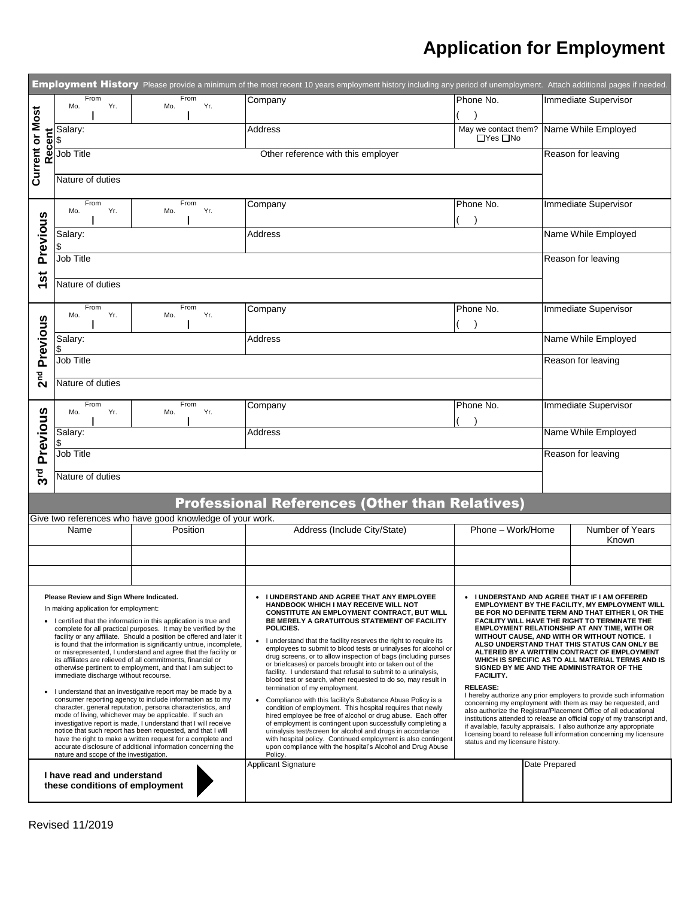# Application for Employment

## Employment History

Please provide a minimum of the most recent 10 years employment history including any period of unemployment. Attach additional pages if needed.

### Current or Most Recent

| From Mo. \| Yr. | From Mo. \| Yr. | Company | Phone No. ( ) | Immediate Supervisor |
|---|---|---|---|---|
| Salary: $ | | Address | May we contact them? ☐Yes ☐No | Name While Employed |
| Job Title | | Other reference with this employer | | Reason for leaving |
| Nature of duties | | | | |

### 1st Previous

| From Mo. \| Yr. | From Mo. \| Yr. | Company | Phone No. ( ) | Immediate Supervisor |
|---|---|---|---|---|
| Salary: $ | | Address | | Name While Employed |
| Job Title | | | | Reason for leaving |
| Nature of duties | | | | |

### 2nd Previous

| From Mo. \| Yr. | From Mo. \| Yr. | Company | Phone No. ( ) | Immediate Supervisor |
|---|---|---|---|---|
| Salary: $ | | Address | | Name While Employed |
| Job Title | | | | Reason for leaving |
| Nature of duties | | | | |

### 3rd Previous

| From Mo. \| Yr. | From Mo. \| Yr. | Company | Phone No. ( ) | Immediate Supervisor |
|---|---|---|---|---|
| Salary: $ | | Address | | Name While Employed |
| Job Title | | | | Reason for leaving |
| Nature of duties | | | | |

## Professional References (Other than Relatives)

Give two references who have good knowledge of your work.

| Name | Position | Address (Include City/State) | Phone – Work/Home | Number of Years Known |
|---|---|---|---|---|
| | | | | |
| | | | | |

**Please Review and Sign Where Indicated.**

In making application for employment:

- I certified that the information in this application is true and complete for all practical purposes. It may be verified by the facility or any affiliate. Should a position be offered and later it is found that the information is significantly untrue, incomplete, or misrepresented, I understand and agree that the facility or its affiliates are relieved of all commitments, financial or otherwise pertinent to employment, and that I am subject to immediate discharge without recourse.
- I understand that an investigative report may be made by a consumer reporting agency to include information as to my character, general reputation, persona characteristics, and mode of living, whichever may be applicable. If such an investigative report is made, I understand that I will receive notice that such report has been requested, and that I will have the right to make a written request for a complete and accurate disclosure of additional information concerning the nature and scope of the investigation.
- **I UNDERSTAND AND AGREE THAT ANY EMPLOYEE HANDBOOK WHICH I MAY RECEIVE WILL NOT CONSTITUTE AN EMPLOYMENT CONTRACT, BUT WILL BE MERELY A GRATUITOUS STATEMENT OF FACILITY POLICIES.**
- I understand that the facility reserves the right to require its employees to submit to blood tests or urinalyses for alcohol or drug screens, or to allow inspection of bags (including purses or briefcases) or parcels brought into or taken out of the facility. I understand that refusal to submit to a urinalysis, blood test or search, when requested to do so, may result in termination of my employment.
- Compliance with this facility's Substance Abuse Policy is a condition of employment. This hospital requires that newly hired employee be free of alcohol or drug abuse. Each offer of employment is contingent upon successfully completing a urinalysis test/screen for alcohol and drugs in accordance with hospital policy. Continued employment is also contingent upon compliance with the hospital's Alcohol and Drug Abuse Policy.
- **I UNDERSTAND AND AGREE THAT IF I AM OFFERED EMPLOYMENT BY THE FACILITY, MY EMPLOYMENT WILL BE FOR NO DEFINITE TERM AND THAT EITHER I, OR THE FACILITY WILL HAVE THE RIGHT TO TERMINATE THE EMPLOYMENT RELATIONSHIP AT ANY TIME, WITH OR WITHOUT CAUSE, AND WITH OR WITHOUT NOTICE. I ALSO UNDERSTAND THAT THIS STATUS CAN ONLY BE ALTERED BY A WRITTEN CONTRACT OF EMPLOYMENT WHICH IS SPECIFIC AS TO ALL MATERIAL TERMS AND IS SIGNED BY ME AND THE ADMINISTRATOR OF THE FACILITY.**

**RELEASE:**
I hereby authorize any prior employers to provide such information concerning my employment with them as may be requested, and also authorize the Registrar/Placement Office of all educational institutions attended to release an official copy of my transcript and, if available, faculty appraisals. I also authorize any appropriate licensing board to release full information concerning my licensure status and my licensure history.

| **I have read and understand these conditions of employment** | Applicant Signature | Date Prepared |
|---|---|---|
| | | |

Revised 11/2019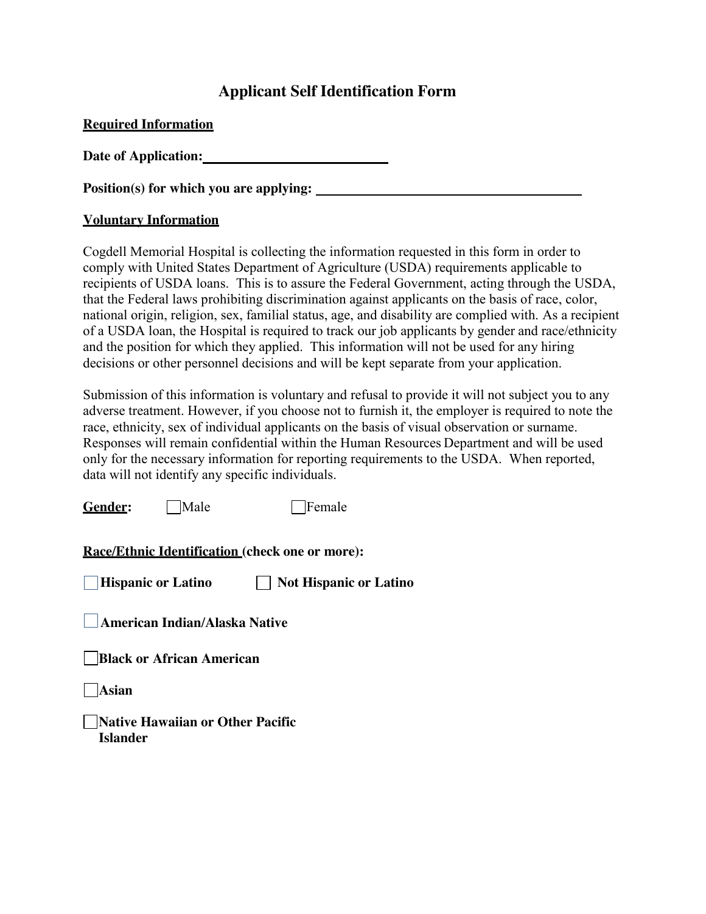# Applicant Self Identification Form

**<u>Required Information</u>**

**Date of Application:** ____________________________

**Position(s) for which you are applying:** ________________________________________

**<u>Voluntary Information</u>**

Cogdell Memorial Hospital is collecting the information requested in this form in order to comply with United States Department of Agriculture (USDA) requirements applicable to recipients of USDA loans. This is to assure the Federal Government, acting through the USDA, that the Federal laws prohibiting discrimination against applicants on the basis of race, color, national origin, religion, sex, familial status, age, and disability are complied with. As a recipient of a USDA loan, the Hospital is required to track our job applicants by gender and race/ethnicity and the position for which they applied. This information will not be used for any hiring decisions or other personnel decisions and will be kept separate from your application.

Submission of this information is voluntary and refusal to provide it will not subject you to any adverse treatment. However, if you choose not to furnish it, the employer is required to note the race, ethnicity, sex of individual applicants on the basis of visual observation or surname. Responses will remain confidential within the Human Resources Department and will be used only for the necessary information for reporting requirements to the USDA. When reported, data will not identify any specific individuals.

**<u>Gender</u>:** ☐ Male ☐ Female

**<u>Race/Ethnic Identification</u> (check one or more):**

☐ **Hispanic or Latino** ☐ **Not Hispanic or Latino**

☐ **American Indian/Alaska Native**

☐ **Black or African American**

☐ **Asian**

☐ **Native Hawaiian or Other Pacific Islander**